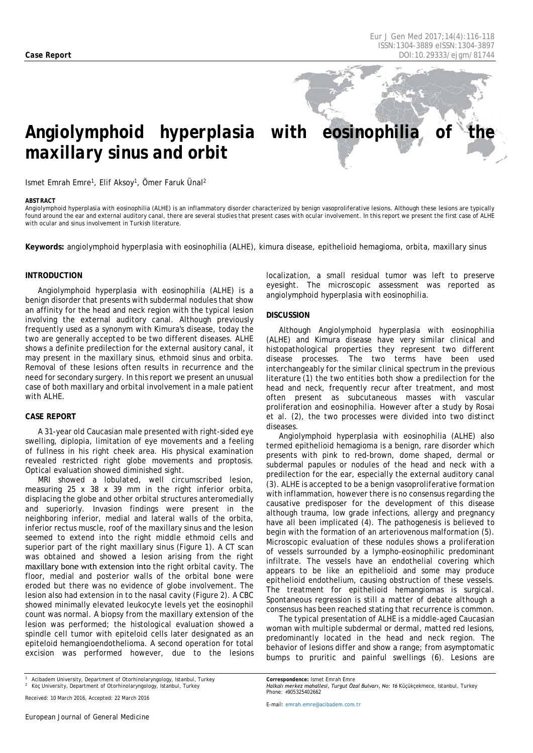**Case Report**

# Angiolymphoid hyperplasia with eosinophilia of the maxillary sinus and orbit

Ismet Emrah Emre[1], Elif Aksoy[1], Ömer Faruk Ünal[2]

**ABSTRACT**

Angiolymphoid hyperplasia with eosinophilia (ALHE) is an inflammatory disorder characterized by benign vasoproliferative lesions. Although these lesions are typically found around the ear and external auditory canal, there are several studies that present cases with ocular involvement. In this report we present the first case of ALHE with ocular and sinus involvement in Turkish literature.

**Keywords:** angiolymphoid hyperplasia with eosinophilia (ALHE), kimura disease, epithelioid hemagioma, orbita, maxillary sinus

## INTRODUCTION

Angiolymphoid hyperplasia with eosinophilia (ALHE) is a benign disorder that presents with subdermal nodules that show an affinity for the head and neck region with the typical lesion involving the external auditory canal. Although previously frequently used as a synonym with Kimura's disease, today the two are generally accepted to be two different diseases. ALHE shows a definite predilection for the external ausitory canal, it may present in the maxillary sinus, ethmoid sinus and orbita. Removal of these lesions often results in recurrence and the need for secondary surgery. In this report we present an unusual case of both maxillary and orbital involvement in a male patient with ALHE.

## CASE REPORT

A 31-year old Caucasian male presented with right-sided eye swelling, diplopia, limitation of eye movements and a feeling of fullness in his right cheek area. His physical examination revealed restricted right globe movements and proptosis. Optical evaluation showed diminished sight.

MRI showed a lobulated, well circumscribed lesion, measuring 25 x 38 x 39 mm in the right inferior orbita, displacing the globe and other orbital structures anteromedially and superiorly. Invasion findings were present in the neighboring inferior, medial and lateral walls of the orbita, inferior rectus muscle, roof of the maxillary sinus and the lesion seemed to extend into the right middle ethmoid cells and superior part of the right maxillary sinus (Figure 1). A CT scan was obtained and showed a lesion arising from the right maxillary bone with extension into the right orbital cavity. The floor, medial and posterior walls of the orbital bone were eroded but there was no evidence of globe involvement. The lesion also had extension in to the nasal cavity (Figure 2). A CBC showed minimally elevated leukocyte levels yet the eosinophil count was normal. A biopsy from the maxillary extension of the lesion was performed; the histological evaluation showed a spindle cell tumor with epiteloid cells later designated as an epiteloid hemangioendothelioma. A second operation for total excision was performed however, due to the lesions localization, a small residual tumor was left to preserve eyesight. The microscopic assessment was reported as angiolymphoid hyperplasia with eosinophilia.

## DISCUSSION

Although Angiolymphoid hyperplasia with eosinophilia (ALHE) and Kimura disease have very similar clinical and histopathological properties they represent two different disease processes. The two terms have been used interchangeably for the similar clinical spectrum in the previous literature (1) the two entities both show a predilection for the head and neck, frequently recur after treatment, and most often present as subcutaneous masses with vascular proliferation and eosinophilia. However after a study by Rosai et al. (2), the two processes were divided into two distinct diseases.

Angiolymphoid hyperplasia with eosinophilia (ALHE) also termed epithelioid hemagioma is a benign, rare disorder which presents with pink to red-brown, dome shaped, dermal or subdermal papules or nodules of the head and neck with a predilection for the ear, especially the external auditory canal (3). ALHE is accepted to be a benign vasoproliferative formation with inflammation, however there is no consensus regarding the causative predisposer for the development of this disease although trauma, low grade infections, allergy and pregnancy have all been implicated (4). The pathogenesis is believed to begin with the formation of an arteriovenous malformation (5). Microscopic evaluation of these nodules shows a proliferation of vessels surrounded by a lympho-eosinophilic predominant infiltrate. The vessels have an endothelial covering which appears to be like an epithelioid and some may produce epithelioid endothelium, causing obstruction of these vessels. The treatment for epithelioid hemangiomas is surgical. Spontaneous regression is still a matter of debate although a consensus has been reached stating that recurrence is common.

The typical presentation of ALHE is a middle-aged Caucasian woman with multiple subdermal or dermal, matted red lesions, predominantly located in the head and neck region. The behavior of lesions differ and show a range; from asymptomatic bumps to pruritic and painful swellings (6). Lesions are

[1] Acibadem University, Department of Otorhinolaryngology, Istanbul, Turkey
[2] Koç University, Department of Otorhinolaryngology, Istanbul, Turkey

Received: 10 March 2016, Accepted: 22 March 2016

**Correspondence:** Ismet Emrah Emre
*Halkalı merkez mahallesi, Turgut Özal Bulvarı, No: 16* Küçükçekmece, Istanbul, Turkey
Phone: +905325402662

E-mail: emrah.emre@acibadem.com.tr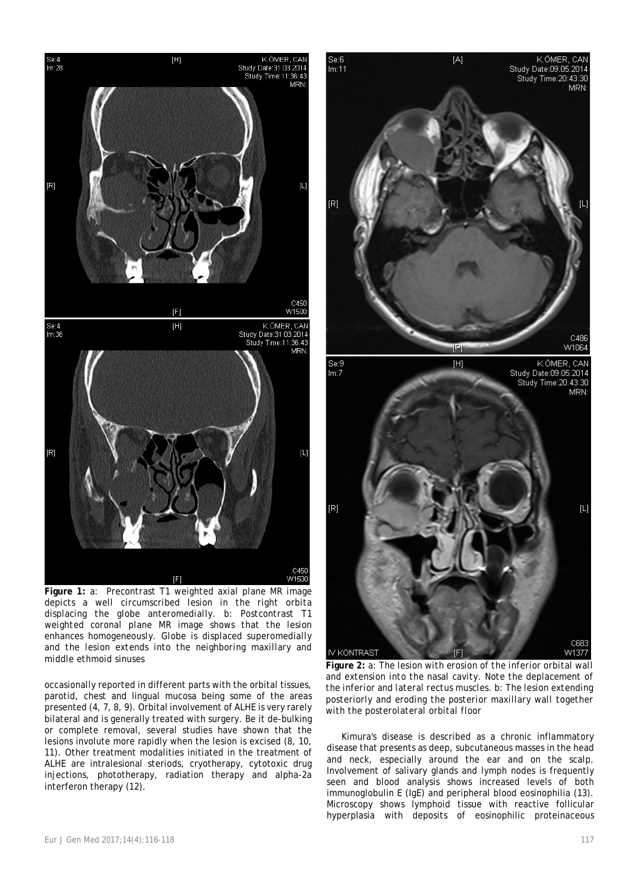**Figure 1:** a: Precontrast T1 weighted axial plane MR image depicts a well circumscribed lesion in the right orbita displacing the globe anteromedially. b: Postcontrast T1 weighted coronal plane MR image shows that the lesion enhances homogeneously. Globe is displaced superomedially and the lesion extends into the neighboring maxillary and middle ethmoid sinuses

occasionally reported in different parts with the orbital tissues, parotid, chest and lingual mucosa being some of the areas presented (4, 7, 8, 9). Orbital involvement of ALHE is very rarely bilateral and is generally treated with surgery. Be it de-bulking or complete removal, several studies have shown that the lesions involute more rapidly when the lesion is excised (8, 10, 11). Other treatment modalities initiated in the treatment of ALHE are intralesional steriods, cryotherapy, cytotoxic drug injections, phototherapy, radiation therapy and alpha-2a interferon therapy (12).

**Figure 2:** a: The lesion with erosion of the inferior orbital wall and extension into the nasal cavity. Note the deplacement of the inferior and lateral rectus muscles. b: The lesion extending posteriorly and eroding the posterior maxillary wall together with the posterolateral orbital floor

Kimura's disease is described as a chronic inflammatory disease that presents as deep, subcutaneous masses in the head and neck, especially around the ear and on the scalp. Involvement of salivary glands and lymph nodes is frequently seen and blood analysis shows increased levels of both immunoglobulin E (IgE) and peripheral blood eosinophilia (13). Microscopy shows lymphoid tissue with reactive follicular hyperplasia with deposits of eosinophilic proteinaceous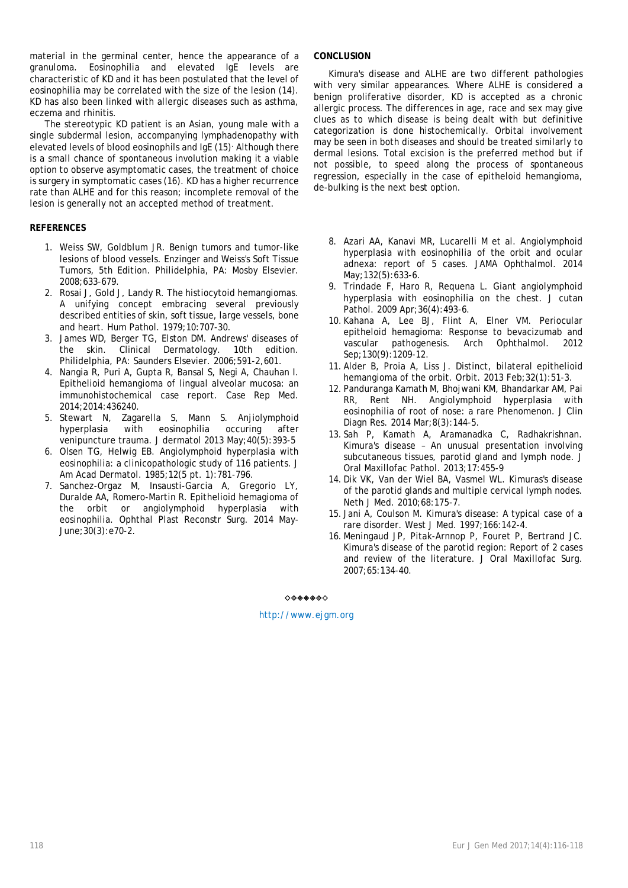material in the germinal center, hence the appearance of a granuloma. Eosinophilia and elevated IgE levels are characteristic of KD and it has been postulated that the level of eosinophilia may be correlated with the size of the lesion (14). KD has also been linked with allergic diseases such as asthma, eczema and rhinitis.

The stereotypic KD patient is an Asian, young male with a single subdermal lesion, accompanying lymphadenopathy with elevated levels of blood eosinophils and IgE (15). Although there is a small chance of spontaneous involution making it a viable option to observe asymptomatic cases, the treatment of choice is surgery in symptomatic cases (16). KD has a higher recurrence rate than ALHE and for this reason; incomplete removal of the lesion is generally not an accepted method of treatment.

## CONCLUSION

Kimura's disease and ALHE are two different pathologies with very similar appearances. Where ALHE is considered a benign proliferative disorder, KD is accepted as a chronic allergic process. The differences in age, race and sex may give clues as to which disease is being dealt with but definitive categorization is done histochemically. Orbital involvement may be seen in both diseases and should be treated similarly to dermal lesions. Total excision is the preferred method but if not possible, to speed along the process of spontaneous regression, especially in the case of epitheloid hemangioma, de-bulking is the next best option.

## REFERENCES

1. Weiss SW, Goldblum JR. Benign tumors and tumor-like lesions of blood vessels. Enzinger and Weiss's Soft Tissue Tumors, 5th Edition. Philidelphia, PA: Mosby Elsevier. 2008;633-679.
2. Rosai J, Gold J, Landy R. The histiocytoid hemangiomas. A unifying concept embracing several previously described entities of skin, soft tissue, large vessels, bone and heart. Hum Pathol. 1979;10:707-30.
3. James WD, Berger TG, Elston DM. Andrews' diseases of the skin. Clinical Dermatology. 10th edition. Philidelphia, PA: Saunders Elsevier. 2006;591-2,601.
4. Nangia R, Puri A, Gupta R, Bansal S, Negi A, Chauhan I. Epithelioid hemangioma of lingual alveolar mucosa: an immunohistochemical case report. Case Rep Med. 2014;2014:436240.
5. Stewart N, Zagarella S, Mann S. Anjiolymphoid hyperplasia with eosinophilia occuring after venipuncture trauma. J dermatol 2013 May;40(5):393-5
6. Olsen TG, Helwig EB. Angiolymphoid hyperplasia with eosinophilia: a clinicopathologic study of 116 patients. J Am Acad Dermatol. 1985;12(5 pt. 1):781-796.
7. Sanchez-Orgaz M, Insausti-Garcia A, Gregorio LY, Duralde AA, Romero-Martin R. Epithelioid hemagioma of the orbit or angiolymphoid hyperplasia with eosinophilia. Ophthal Plast Reconstr Surg. 2014 May-June;30(3):e70-2.
8. Azari AA, Kanavi MR, Lucarelli M et al. Angiolymphoid hyperplasia with eosinophilia of the orbit and ocular adnexa: report of 5 cases. JAMA Ophthalmol. 2014 May;132(5):633-6.
9. Trindade F, Haro R, Requena L. Giant angiolymphoid hyperplasia with eosinophilia on the chest. J cutan Pathol. 2009 Apr;36(4):493-6.
10. Kahana A, Lee BJ, Flint A, Elner VM. Periocular epitheloid hemagioma: Response to bevacizumab and vascular pathogenesis. Arch Ophthalmol. 2012 Sep;130(9):1209-12.
11. Alder B, Proia A, Liss J. Distinct, bilateral epithelioid hemangioma of the orbit. Orbit. 2013 Feb;32(1):51-3.
12. Panduranga Kamath M, Bhojwani KM, Bhandarkar AM, Pai RR, Rent NH. Angiolymphoid hyperplasia with eosinophilia of root of nose: a rare Phenomenon. J Clin Diagn Res. 2014 Mar;8(3):144-5.
13. Sah P, Kamath A, Aramanadka C, Radhakrishnan. Kimura's disease – An unusual presentation involving subcutaneous tissues, parotid gland and lymph node. J Oral Maxillofac Pathol. 2013;17:455-9
14. Dik VK, Van der Wiel BA, Vasmel WL. Kimuras's disease of the parotid glands and multiple cervical lymph nodes. Neth J Med. 2010;68:175-7.
15. Jani A, Coulson M. Kimura's disease: A typical case of a rare disorder. West J Med. 1997;166:142-4.
16. Meningaud JP, Pitak-Arnnop P, Fouret P, Bertrand JC. Kimura's disease of the parotid region: Report of 2 cases and review of the literature. J Oral Maxillofac Surg. 2007;65:134-40.

◇◈◈◈◈◈◇

http://www.ejgm.org